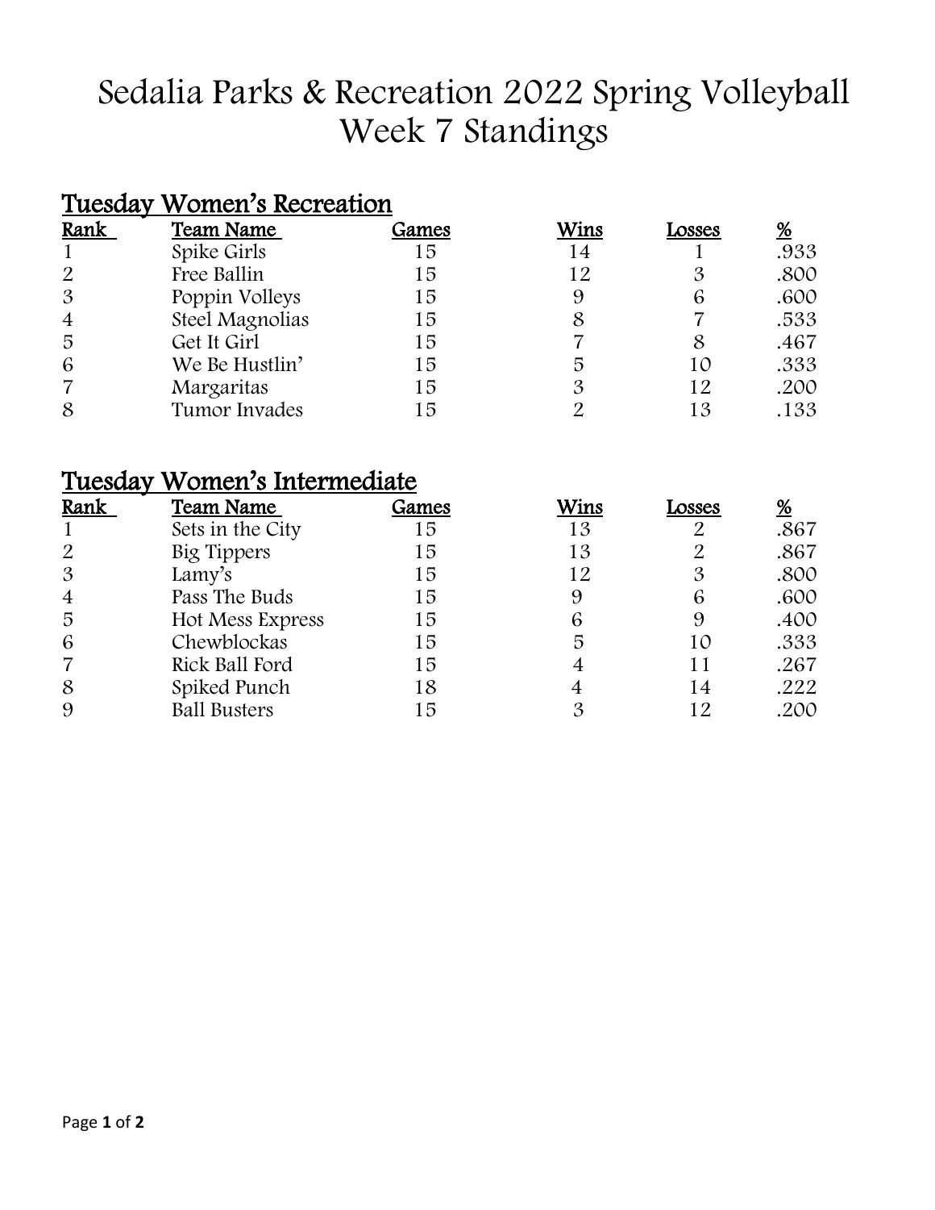# Sedalia Parks & Recreation 2022 Spring Volleyball Week 7 Standings

## Tuesday Women's Recreation

| Rank | Team Name | Games | Wins | Losses | % |
|---|---|---|---|---|---|
| 1 | Spike Girls | 15 | 14 | 1 | .933 |
| 2 | Free Ballin | 15 | 12 | 3 | .800 |
| 3 | Poppin Volleys | 15 | 9 | 6 | .600 |
| 4 | Steel Magnolias | 15 | 8 | 7 | .533 |
| 5 | Get It Girl | 15 | 7 | 8 | .467 |
| 6 | We Be Hustlin' | 15 | 5 | 10 | .333 |
| 7 | Margaritas | 15 | 3 | 12 | .200 |
| 8 | Tumor Invades | 15 | 2 | 13 | .133 |

## Tuesday Women's Intermediate

| Rank | Team Name | Games | Wins | Losses | % |
|---|---|---|---|---|---|
| 1 | Sets in the City | 15 | 13 | 2 | .867 |
| 2 | Big Tippers | 15 | 13 | 2 | .867 |
| 3 | Lamy's | 15 | 12 | 3 | .800 |
| 4 | Pass The Buds | 15 | 9 | 6 | .600 |
| 5 | Hot Mess Express | 15 | 6 | 9 | .400 |
| 6 | Chewblockas | 15 | 5 | 10 | .333 |
| 7 | Rick Ball Ford | 15 | 4 | 11 | .267 |
| 8 | Spiked Punch | 18 | 4 | 14 | .222 |
| 9 | Ball Busters | 15 | 3 | 12 | .200 |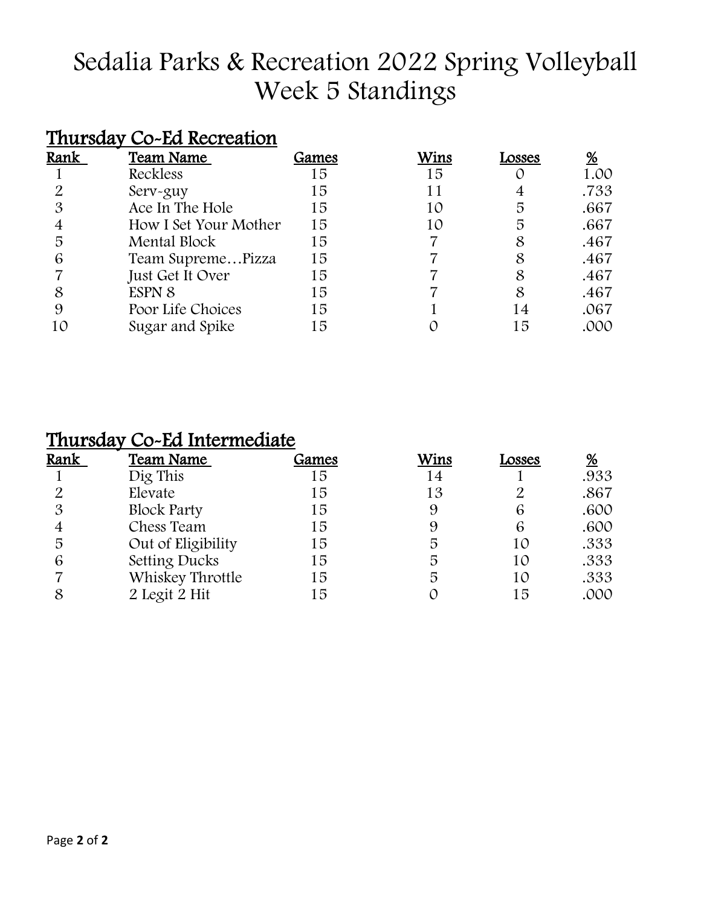# Sedalia Parks & Recreation 2022 Spring Volleyball
# Week 5 Standings

## Thursday Co-Ed Recreation

| Rank | Team Name | Games | Wins | Losses | % |
|---|---|---|---|---|---|
| 1 | Reckless | 15 | 15 | 0 | 1.00 |
| 2 | Serv-guy | 15 | 11 | 4 | .733 |
| 3 | Ace In The Hole | 15 | 10 | 5 | .667 |
| 4 | How I Set Your Mother | 15 | 10 | 5 | .667 |
| 5 | Mental Block | 15 | 7 | 8 | .467 |
| 6 | Team Supreme…Pizza | 15 | 7 | 8 | .467 |
| 7 | Just Get It Over | 15 | 7 | 8 | .467 |
| 8 | ESPN 8 | 15 | 7 | 8 | .467 |
| 9 | Poor Life Choices | 15 | 1 | 14 | .067 |
| 10 | Sugar and Spike | 15 | 0 | 15 | .000 |

## Thursday Co-Ed Intermediate

| Rank | Team Name | Games | Wins | Losses | % |
|---|---|---|---|---|---|
| 1 | Dig This | 15 | 14 | 1 | .933 |
| 2 | Elevate | 15 | 13 | 2 | .867 |
| 3 | Block Party | 15 | 9 | 6 | .600 |
| 4 | Chess Team | 15 | 9 | 6 | .600 |
| 5 | Out of Eligibility | 15 | 5 | 10 | .333 |
| 6 | Setting Ducks | 15 | 5 | 10 | .333 |
| 7 | Whiskey Throttle | 15 | 5 | 10 | .333 |
| 8 | 2 Legit 2 Hit | 15 | 0 | 15 | .000 |